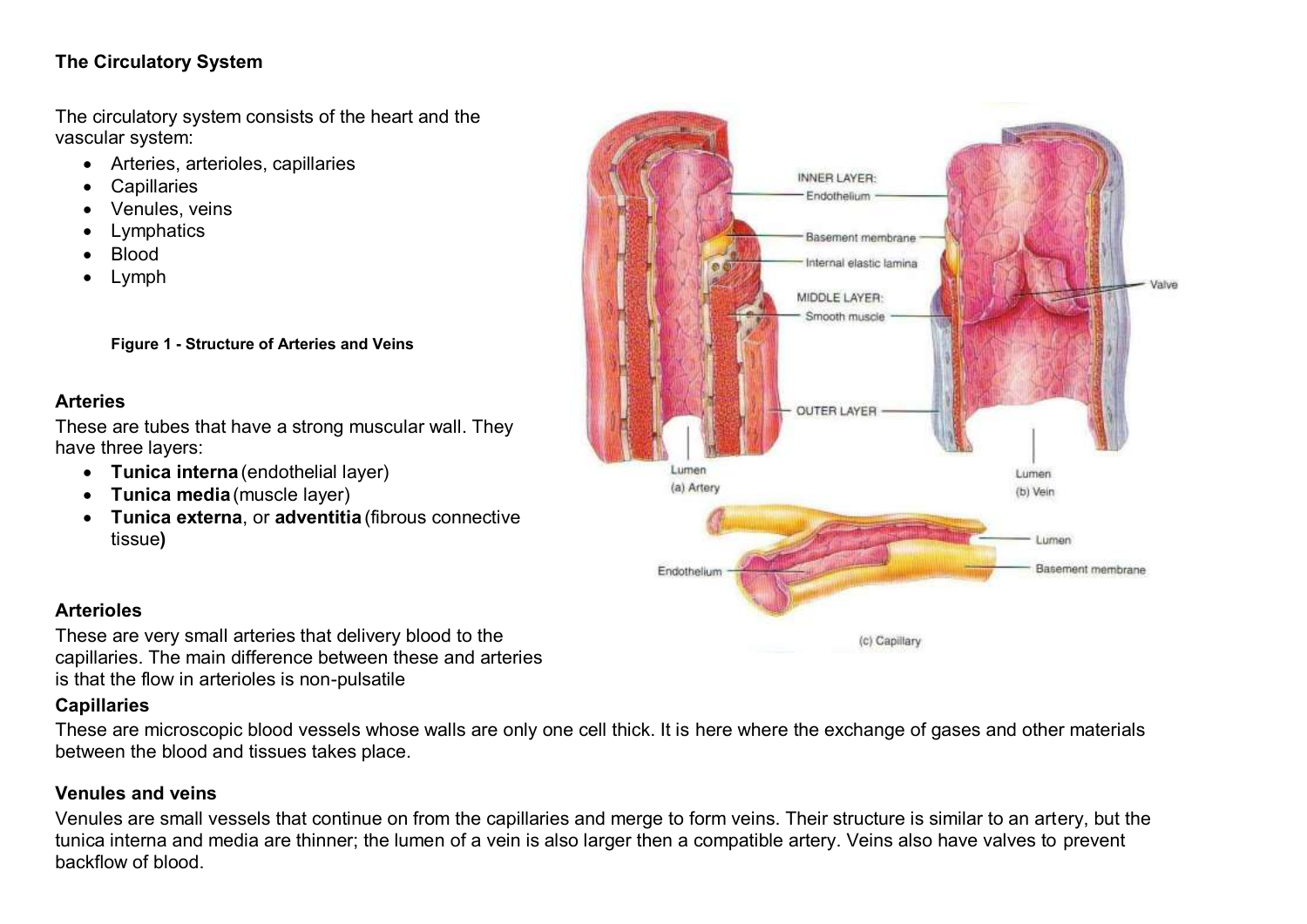## The Circulatory System

The circulatory system consists of the heart and the vascular system:

- Arteries, arterioles, capillaries
- Capillaries
- Venules, veins
- Lymphatics
- Blood
- Lymph

**Figure 1 - Structure of Arteries and Veins**

### Arteries

These are tubes that have a strong muscular wall. They have three layers:

- **Tunica interna** (endothelial layer)
- **Tunica media** (muscle layer)
- **Tunica externa**, or **adventitia** (fibrous connective tissue**)**

### Arterioles

These are very small arteries that delivery blood to the capillaries. The main difference between these and arteries is that the flow in arterioles is non-pulsatile

### Capillaries

These are microscopic blood vessels whose walls are only one cell thick. It is here where the exchange of gases and other materials between the blood and tissues takes place.

### Venules and veins

Venules are small vessels that continue on from the capillaries and merge to form veins. Their structure is similar to an artery, but the tunica interna and media are thinner; the lumen of a vein is also larger then a compatible artery. Veins also have valves to prevent backflow of blood.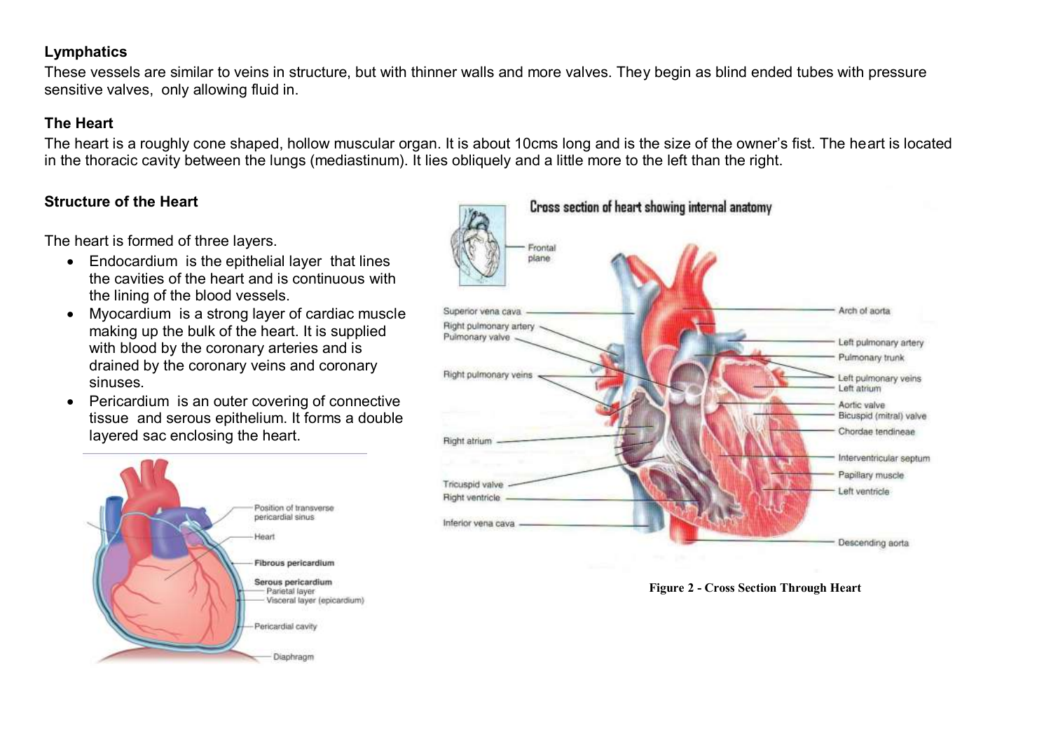### Lymphatics

These vessels are similar to veins in structure, but with thinner walls and more valves. They begin as blind ended tubes with pressure sensitive valves, only allowing fluid in.

### The Heart

The heart is a roughly cone shaped, hollow muscular organ. It is about 10cms long and is the size of the owner's fist. The heart is located in the thoracic cavity between the lungs (mediastinum). It lies obliquely and a little more to the left than the right.

### Structure of the Heart

The heart is formed of three layers.

- Endocardium is the epithelial layer that lines the cavities of the heart and is continuous with the lining of the blood vessels.
- Myocardium is a strong layer of cardiac muscle making up the bulk of the heart. It is supplied with blood by the coronary arteries and is drained by the coronary veins and coronary sinuses.
- Pericardium is an outer covering of connective tissue and serous epithelium. It forms a double layered sac enclosing the heart.

**Figure 2 - Cross Section Through Heart**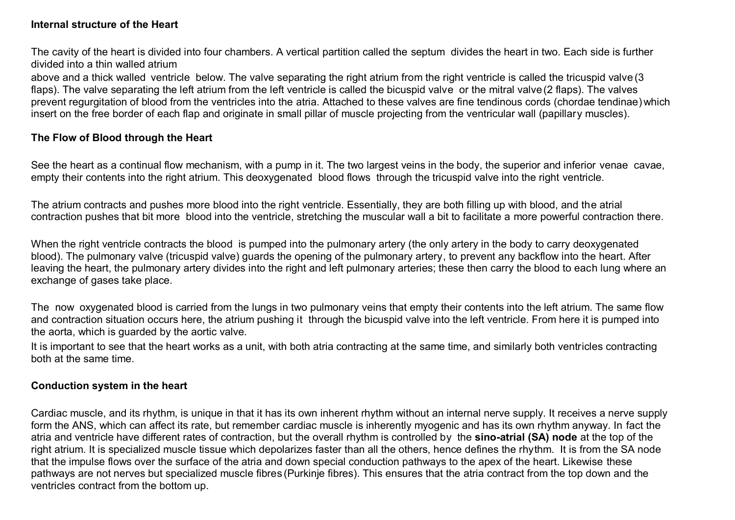**Internal structure of the Heart**

The cavity of the heart is divided into four chambers. A vertical partition called the septum divides the heart in two. Each side is further divided into a thin walled atrium
above and a thick walled ventricle below. The valve separating the right atrium from the right ventricle is called the tricuspid valve (3 flaps). The valve separating the left atrium from the left ventricle is called the bicuspid valve or the mitral valve (2 flaps). The valves prevent regurgitation of blood from the ventricles into the atria. Attached to these valves are fine tendinous cords (chordae tendinae) which insert on the free border of each flap and originate in small pillar of muscle projecting from the ventricular wall (papillary muscles).

**The Flow of Blood through the Heart**

See the heart as a continual flow mechanism, with a pump in it. The two largest veins in the body, the superior and inferior venae cavae, empty their contents into the right atrium. This deoxygenated blood flows through the tricuspid valve into the right ventricle.

The atrium contracts and pushes more blood into the right ventricle. Essentially, they are both filling up with blood, and the atrial contraction pushes that bit more blood into the ventricle, stretching the muscular wall a bit to facilitate a more powerful contraction there.

When the right ventricle contracts the blood is pumped into the pulmonary artery (the only artery in the body to carry deoxygenated blood). The pulmonary valve (tricuspid valve) guards the opening of the pulmonary artery, to prevent any backflow into the heart. After leaving the heart, the pulmonary artery divides into the right and left pulmonary arteries; these then carry the blood to each lung where an exchange of gases take place.

The now oxygenated blood is carried from the lungs in two pulmonary veins that empty their contents into the left atrium. The same flow and contraction situation occurs here, the atrium pushing it through the bicuspid valve into the left ventricle. From here it is pumped into the aorta, which is guarded by the aortic valve.

It is important to see that the heart works as a unit, with both atria contracting at the same time, and similarly both ventricles contracting both at the same time.

**Conduction system in the heart**

Cardiac muscle, and its rhythm, is unique in that it has its own inherent rhythm without an internal nerve supply. It receives a nerve supply form the ANS, which can affect its rate, but remember cardiac muscle is inherently myogenic and has its own rhythm anyway. In fact the atria and ventricle have different rates of contraction, but the overall rhythm is controlled by the **sino-atrial (SA) node** at the top of the right atrium. It is specialized muscle tissue which depolarizes faster than all the others, hence defines the rhythm. It is from the SA node that the impulse flows over the surface of the atria and down special conduction pathways to the apex of the heart. Likewise these pathways are not nerves but specialized muscle fibres (Purkinje fibres). This ensures that the atria contract from the top down and the ventricles contract from the bottom up.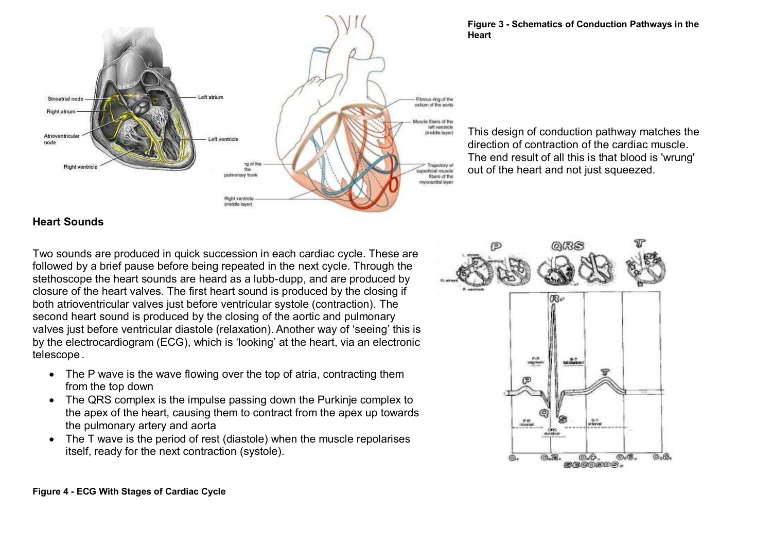**Figure 3 - Schematics of Conduction Pathways in the Heart**

This design of conduction pathway matches the direction of contraction of the cardiac muscle. The end result of all this is that blood is 'wrung' out of the heart and not just squeezed.

## Heart Sounds

Two sounds are produced in quick succession in each cardiac cycle. These are followed by a brief pause before being repeated in the next cycle. Through the stethoscope the heart sounds are heard as a lubb-dupp, and are produced by closure of the heart valves. The first heart sound is produced by the closing if both atrioventricular valves just before ventricular systole (contraction). The second heart sound is produced by the closing of the aortic and pulmonary valves just before ventricular diastole (relaxation). Another way of 'seeing' this is by the electrocardiogram (ECG), which is 'looking' at the heart, via an electronic telescope.

- The P wave is the wave flowing over the top of atria, contracting them from the top down
- The QRS complex is the impulse passing down the Purkinje complex to the apex of the heart, causing them to contract from the apex up towards the pulmonary artery and aorta
- The T wave is the period of rest (diastole) when the muscle repolarises itself, ready for the next contraction (systole).

**Figure 4 - ECG With Stages of Cardiac Cycle**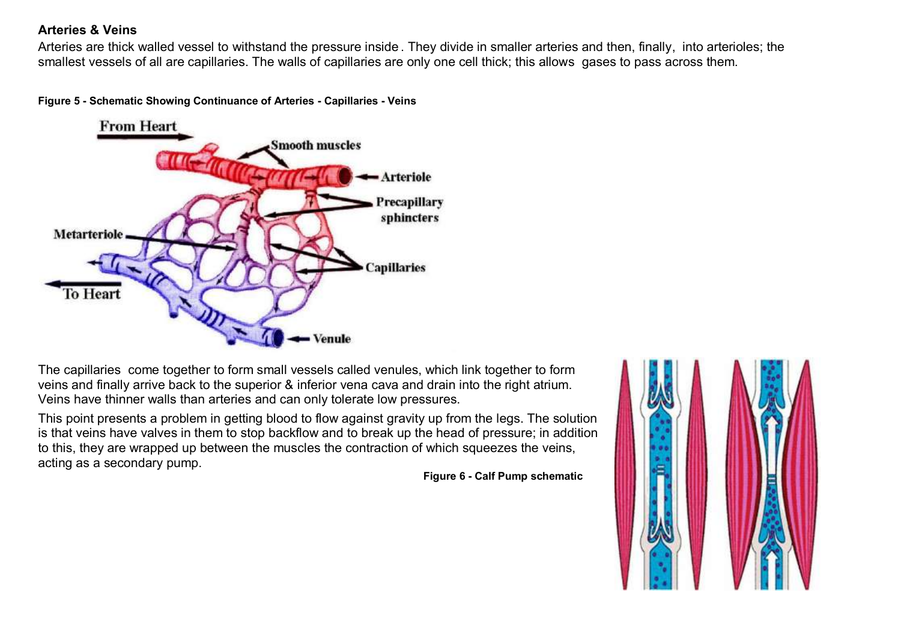**Arteries & Veins**

Arteries are thick walled vessel to withstand the pressure inside. They divide in smaller arteries and then, finally, into arterioles; the smallest vessels of all are capillaries. The walls of capillaries are only one cell thick; this allows gases to pass across them.

**Figure 5 - Schematic Showing Continuance of Arteries - Capillaries - Veins**

The capillaries come together to form small vessels called venules, which link together to form veins and finally arrive back to the superior & inferior vena cava and drain into the right atrium. Veins have thinner walls than arteries and can only tolerate low pressures.

This point presents a problem in getting blood to flow against gravity up from the legs. The solution is that veins have valves in them to stop backflow and to break up the head of pressure; in addition to this, they are wrapped up between the muscles the contraction of which squeezes the veins, acting as a secondary pump.

**Figure 6 - Calf Pump schematic**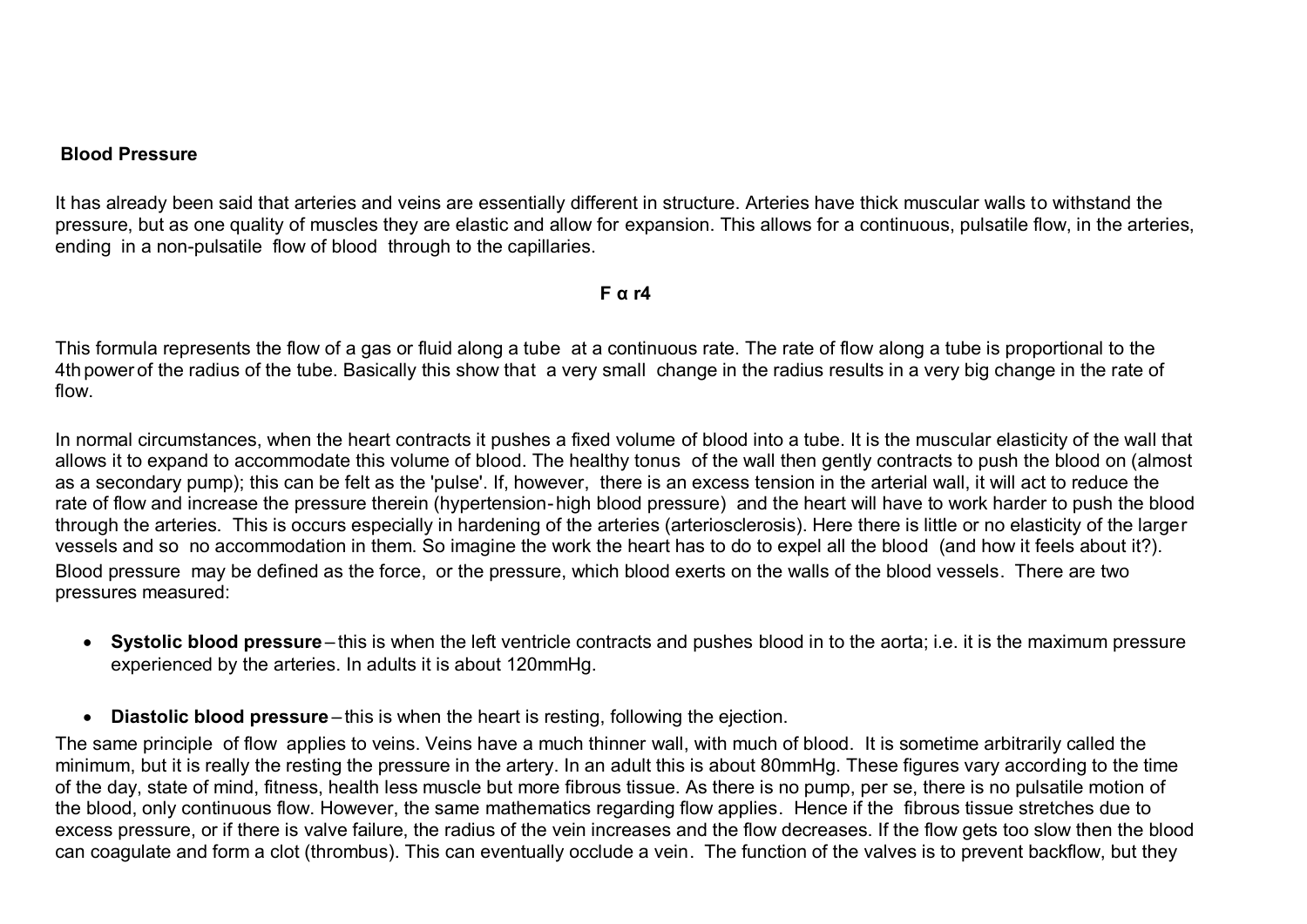**Blood Pressure**

It has already been said that arteries and veins are essentially different in structure. Arteries have thick muscular walls to withstand the pressure, but as one quality of muscles they are elastic and allow for expansion. This allows for a continuous, pulsatile flow, in the arteries, ending in a non-pulsatile flow of blood through to the capillaries.

$$F \propto r^4$$

This formula represents the flow of a gas or fluid along a tube at a continuous rate. The rate of flow along a tube is proportional to the 4th power of the radius of the tube. Basically this show that a very small change in the radius results in a very big change in the rate of flow.

In normal circumstances, when the heart contracts it pushes a fixed volume of blood into a tube. It is the muscular elasticity of the wall that allows it to expand to accommodate this volume of blood. The healthy tonus of the wall then gently contracts to push the blood on (almost as a secondary pump); this can be felt as the 'pulse'. If, however, there is an excess tension in the arterial wall, it will act to reduce the rate of flow and increase the pressure therein (hypertension- high blood pressure) and the heart will have to work harder to push the blood through the arteries. This is occurs especially in hardening of the arteries (arteriosclerosis). Here there is little or no elasticity of the larger vessels and so no accommodation in them. So imagine the work the heart has to do to expel all the blood (and how it feels about it?).
Blood pressure may be defined as the force, or the pressure, which blood exerts on the walls of the blood vessels. There are two pressures measured:

- **Systolic blood pressure** – this is when the left ventricle contracts and pushes blood in to the aorta; i.e. it is the maximum pressure experienced by the arteries. In adults it is about 120mmHg.

- **Diastolic blood pressure** – this is when the heart is resting, following the ejection.

The same principle of flow applies to veins. Veins have a much thinner wall, with much of blood. It is sometime arbitrarily called the minimum, but it is really the resting the pressure in the artery. In an adult this is about 80mmHg. These figures vary according to the time of the day, state of mind, fitness, health less muscle but more fibrous tissue. As there is no pump, per se, there is no pulsatile motion of the blood, only continuous flow. However, the same mathematics regarding flow applies. Hence if the fibrous tissue stretches due to excess pressure, or if there is valve failure, the radius of the vein increases and the flow decreases. If the flow gets too slow then the blood can coagulate and form a clot (thrombus). This can eventually occlude a vein. The function of the valves is to prevent backflow, but they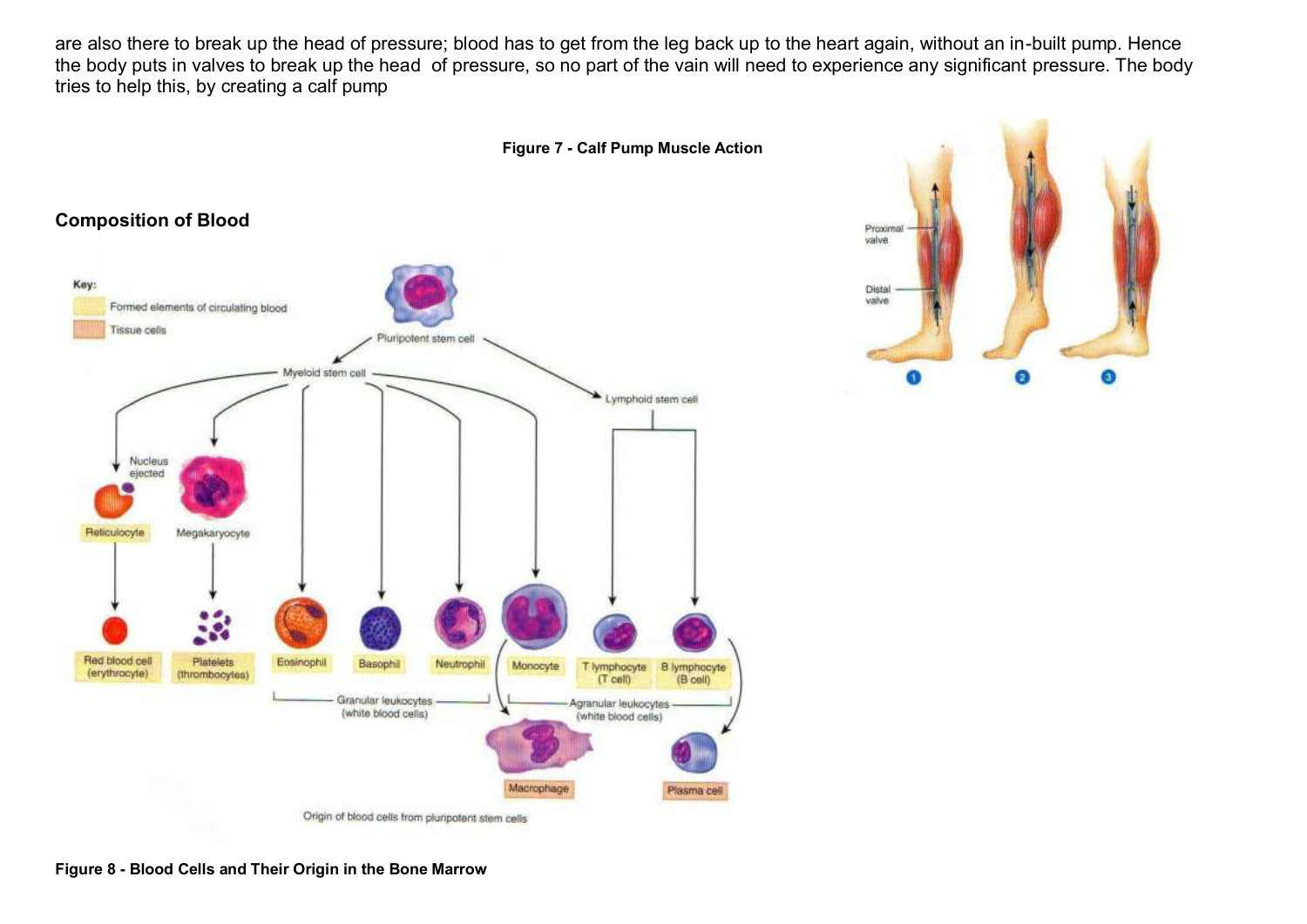are also there to break up the head of pressure; blood has to get from the leg back up to the heart again, without an in-built pump. Hence the body puts in valves to break up the head of pressure, so no part of the vain will need to experience any significant pressure. The body tries to help this, by creating a calf pump

**Figure 7 - Calf Pump Muscle Action**

## Composition of Blood

**Figure 8 - Blood Cells and Their Origin in the Bone Marrow**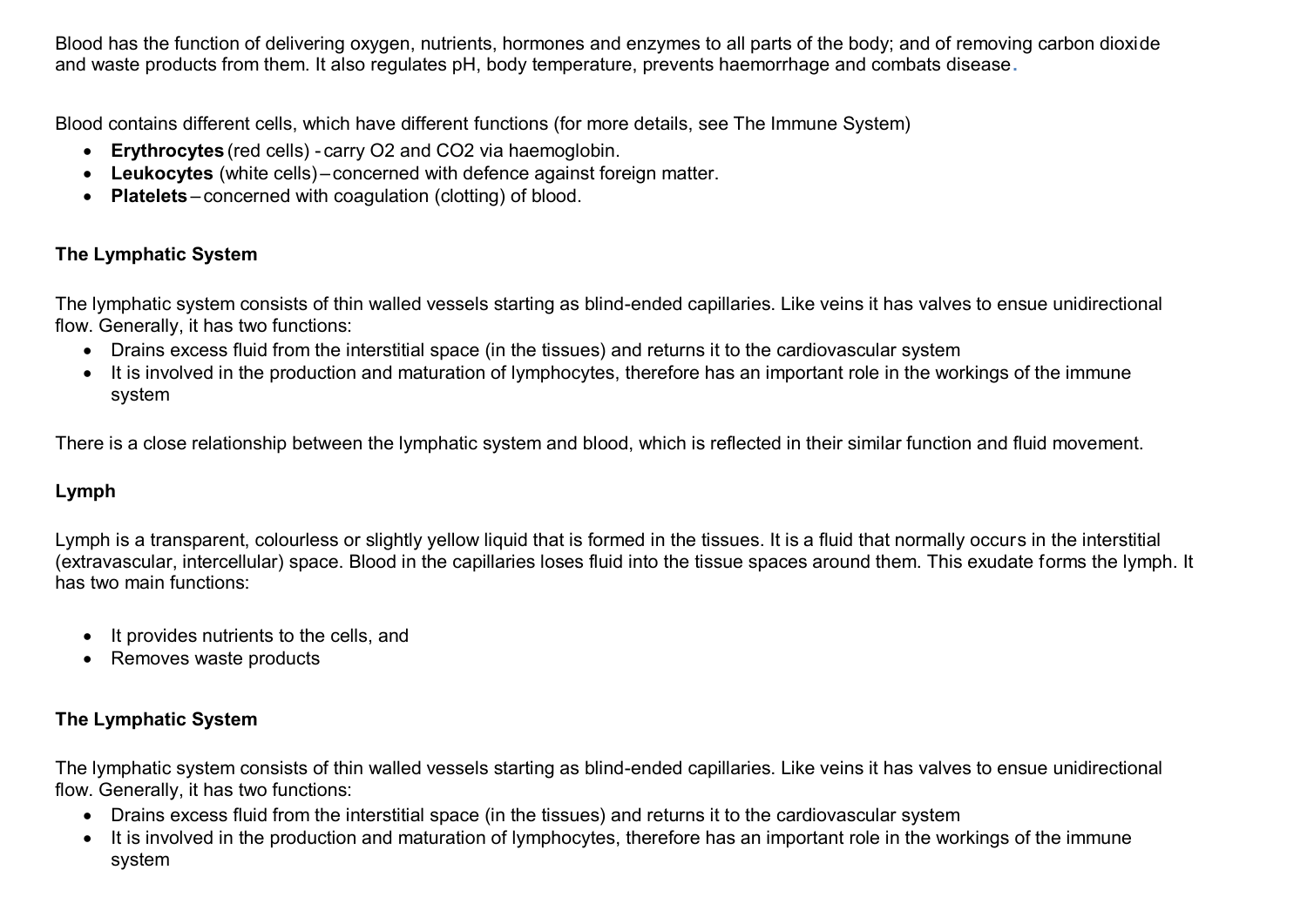Blood has the function of delivering oxygen, nutrients, hormones and enzymes to all parts of the body; and of removing carbon dioxide and waste products from them. It also regulates pH, body temperature, prevents haemorrhage and combats disease.

Blood contains different cells, which have different functions (for more details, see The Immune System)

- **Erythrocytes** (red cells) - carry O2 and CO2 via haemoglobin.
- **Leukocytes** (white cells) – concerned with defence against foreign matter.
- **Platelets** – concerned with coagulation (clotting) of blood.

**The Lymphatic System**

The lymphatic system consists of thin walled vessels starting as blind-ended capillaries. Like veins it has valves to ensue unidirectional flow. Generally, it has two functions:

- Drains excess fluid from the interstitial space (in the tissues) and returns it to the cardiovascular system
- It is involved in the production and maturation of lymphocytes, therefore has an important role in the workings of the immune system

There is a close relationship between the lymphatic system and blood, which is reflected in their similar function and fluid movement.

**Lymph**

Lymph is a transparent, colourless or slightly yellow liquid that is formed in the tissues. It is a fluid that normally occurs in the interstitial (extravascular, intercellular) space. Blood in the capillaries loses fluid into the tissue spaces around them. This exudate forms the lymph. It has two main functions:

- It provides nutrients to the cells, and
- Removes waste products

**The Lymphatic System**

The lymphatic system consists of thin walled vessels starting as blind-ended capillaries. Like veins it has valves to ensue unidirectional flow. Generally, it has two functions:

- Drains excess fluid from the interstitial space (in the tissues) and returns it to the cardiovascular system
- It is involved in the production and maturation of lymphocytes, therefore has an important role in the workings of the immune system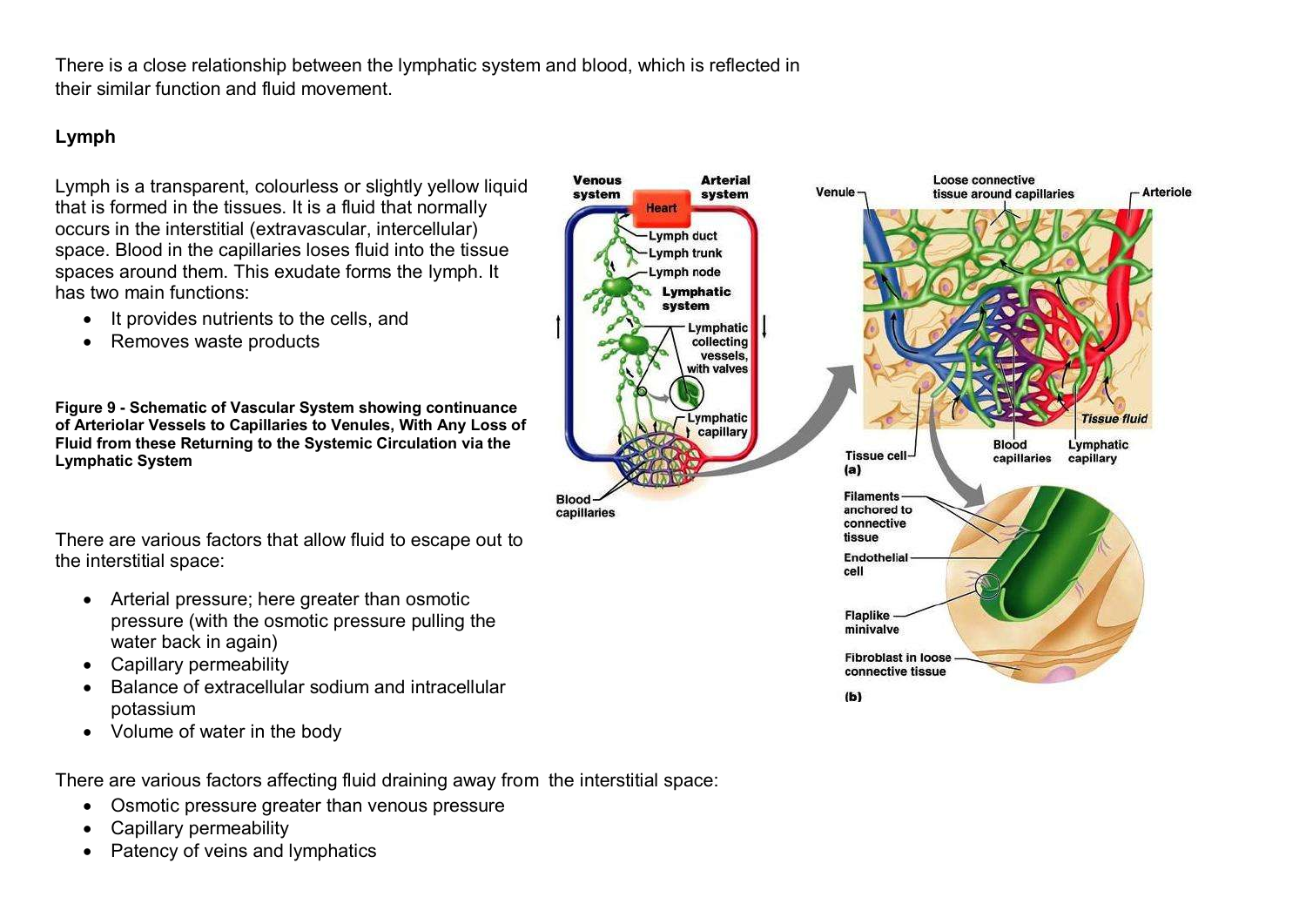There is a close relationship between the lymphatic system and blood, which is reflected in their similar function and fluid movement.

### Lymph

Lymph is a transparent, colourless or slightly yellow liquid that is formed in the tissues. It is a fluid that normally occurs in the interstitial (extravascular, intercellular) space. Blood in the capillaries loses fluid into the tissue spaces around them. This exudate forms the lymph. It has two main functions:

- It provides nutrients to the cells, and
- Removes waste products

**Figure 9 - Schematic of Vascular System showing continuance of Arteriolar Vessels to Capillaries to Venules, With Any Loss of Fluid from these Returning to the Systemic Circulation via the Lymphatic System**

There are various factors that allow fluid to escape out to the interstitial space:

- Arterial pressure; here greater than osmotic pressure (with the osmotic pressure pulling the water back in again)
- Capillary permeability
- Balance of extracellular sodium and intracellular potassium
- Volume of water in the body

There are various factors affecting fluid draining away from the interstitial space:

- Osmotic pressure greater than venous pressure
- Capillary permeability
- Patency of veins and lymphatics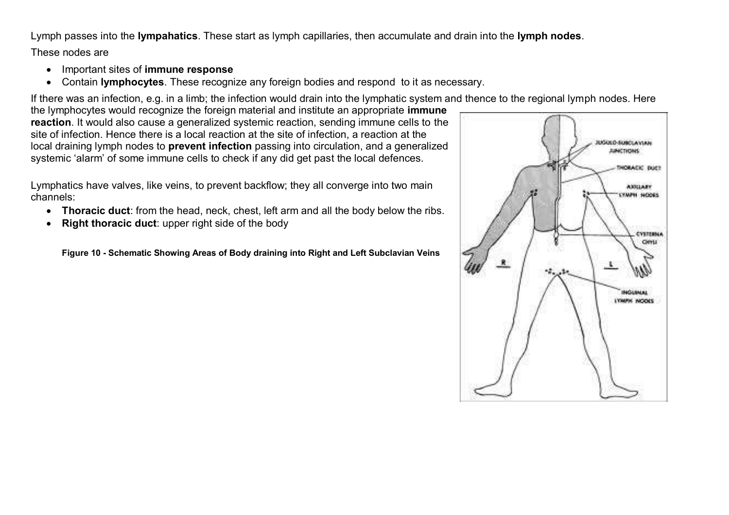Lymph passes into the **lympahatics**. These start as lymph capillaries, then accumulate and drain into the **lymph nodes**.

These nodes are

- Important sites of **immune response**
- Contain **lymphocytes**. These recognize any foreign bodies and respond to it as necessary.

If there was an infection, e.g. in a limb; the infection would drain into the lymphatic system and thence to the regional lymph nodes. Here the lymphocytes would recognize the foreign material and institute an appropriate **immune reaction**. It would also cause a generalized systemic reaction, sending immune cells to the site of infection. Hence there is a local reaction at the site of infection, a reaction at the local draining lymph nodes to **prevent infection** passing into circulation, and a generalized systemic 'alarm' of some immune cells to check if any did get past the local defences.

Lymphatics have valves, like veins, to prevent backflow; they all converge into two main channels:

- **Thoracic duct**: from the head, neck, chest, left arm and all the body below the ribs.
- **Right thoracic duct**: upper right side of the body

**Figure 10 - Schematic Showing Areas of Body draining into Right and Left Subclavian Veins**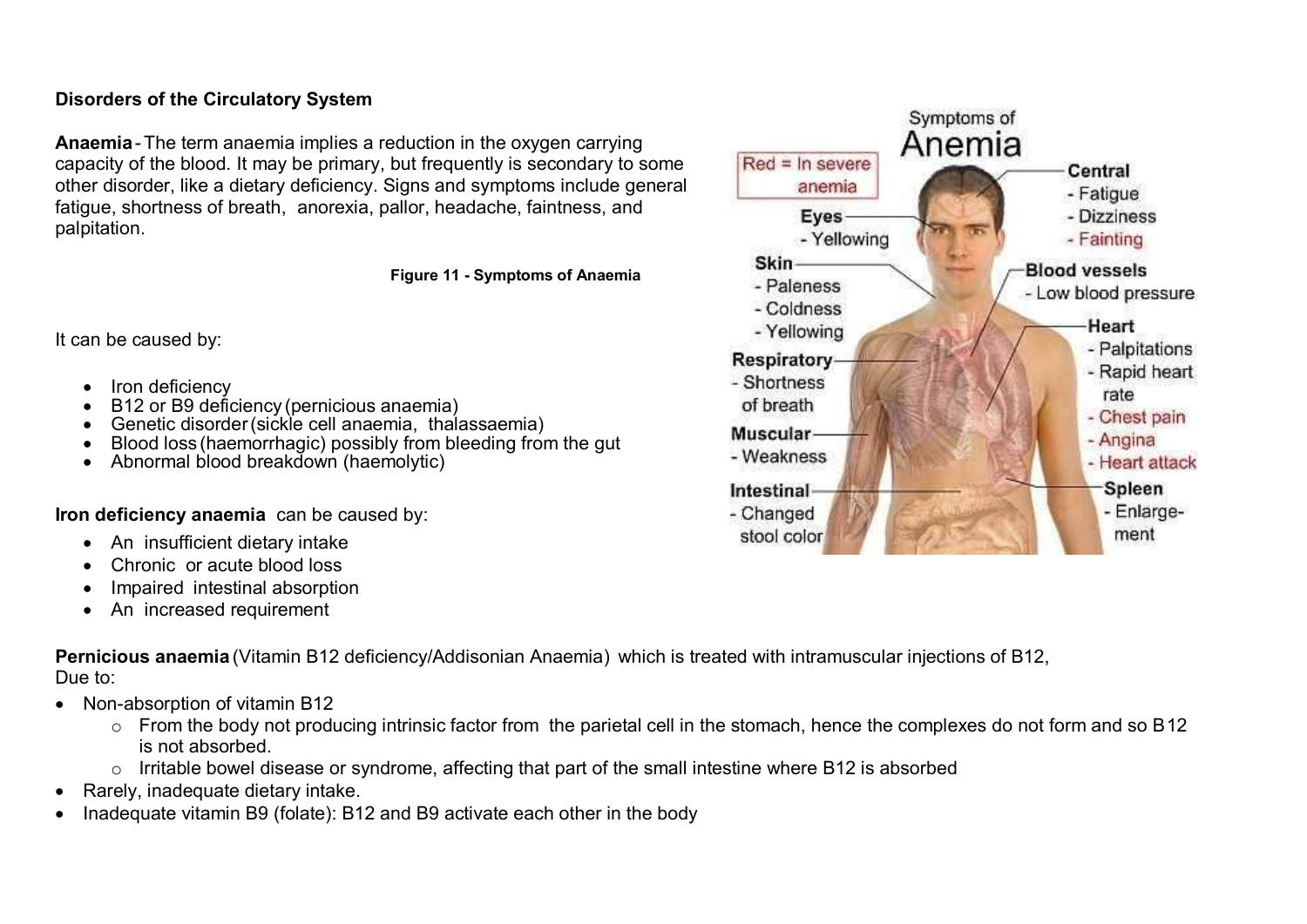**Disorders of the Circulatory System**

**Anaemia** - The term anaemia implies a reduction in the oxygen carrying capacity of the blood. It may be primary, but frequently is secondary to some other disorder, like a dietary deficiency. Signs and symptoms include general fatigue, shortness of breath, anorexia, pallor, headache, faintness, and palpitation.

**Figure 11 - Symptoms of Anaemia**

It can be caused by:

- Iron deficiency
- B12 or B9 deficiency (pernicious anaemia)
- Genetic disorder (sickle cell anaemia, thalassaemia)
- Blood loss (haemorrhagic) possibly from bleeding from the gut
- Abnormal blood breakdown (haemolytic)

**Iron deficiency anaemia** can be caused by:

- An insufficient dietary intake
- Chronic or acute blood loss
- Impaired intestinal absorption
- An increased requirement

**Pernicious anaemia** (Vitamin B12 deficiency/Addisonian Anaemia) which is treated with intramuscular injections of B12,
Due to:

- Non-absorption of vitamin B12
  - From the body not producing intrinsic factor from the parietal cell in the stomach, hence the complexes do not form and so B12 is not absorbed.
  - Irritable bowel disease or syndrome, affecting that part of the small intestine where B12 is absorbed
- Rarely, inadequate dietary intake.
- Inadequate vitamin B9 (folate): B12 and B9 activate each other in the body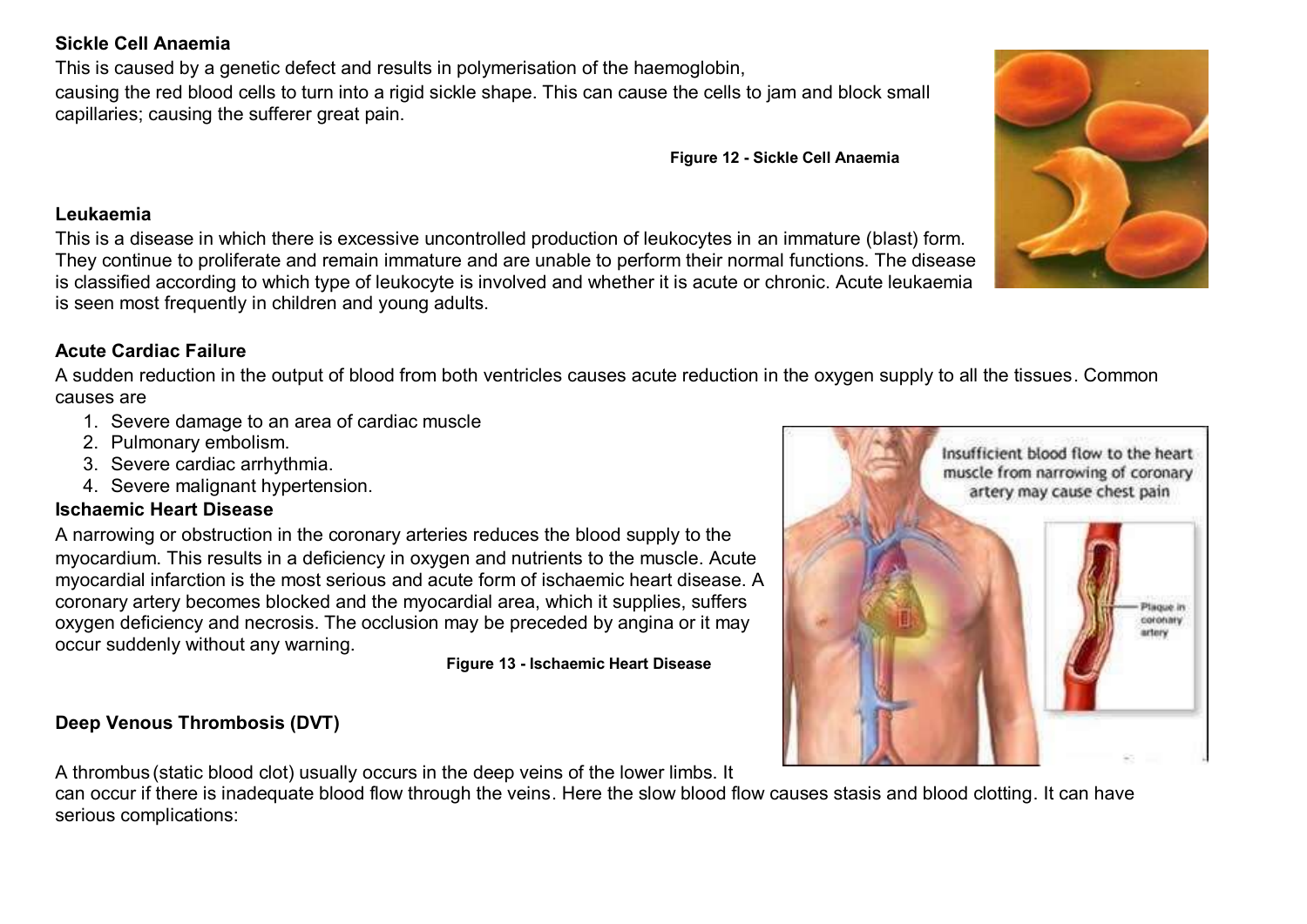**Sickle Cell Anaemia**

This is caused by a genetic defect and results in polymerisation of the haemoglobin, causing the red blood cells to turn into a rigid sickle shape. This can cause the cells to jam and block small capillaries; causing the sufferer great pain.

**Figure 12 - Sickle Cell Anaemia**

**Leukaemia**

This is a disease in which there is excessive uncontrolled production of leukocytes in an immature (blast) form. They continue to proliferate and remain immature and are unable to perform their normal functions. The disease is classified according to which type of leukocyte is involved and whether it is acute or chronic. Acute leukaemia is seen most frequently in children and young adults.

**Acute Cardiac Failure**

A sudden reduction in the output of blood from both ventricles causes acute reduction in the oxygen supply to all the tissues. Common causes are

1. Severe damage to an area of cardiac muscle
2. Pulmonary embolism.
3. Severe cardiac arrhythmia.
4. Severe malignant hypertension.

**Ischaemic Heart Disease**

A narrowing or obstruction in the coronary arteries reduces the blood supply to the myocardium. This results in a deficiency in oxygen and nutrients to the muscle. Acute myocardial infarction is the most serious and acute form of ischaemic heart disease. A coronary artery becomes blocked and the myocardial area, which it supplies, suffers oxygen deficiency and necrosis. The occlusion may be preceded by angina or it may occur suddenly without any warning.

**Figure 13 - Ischaemic Heart Disease**

**Deep Venous Thrombosis (DVT)**

A thrombus (static blood clot) usually occurs in the deep veins of the lower limbs. It can occur if there is inadequate blood flow through the veins. Here the slow blood flow causes stasis and blood clotting. It can have serious complications: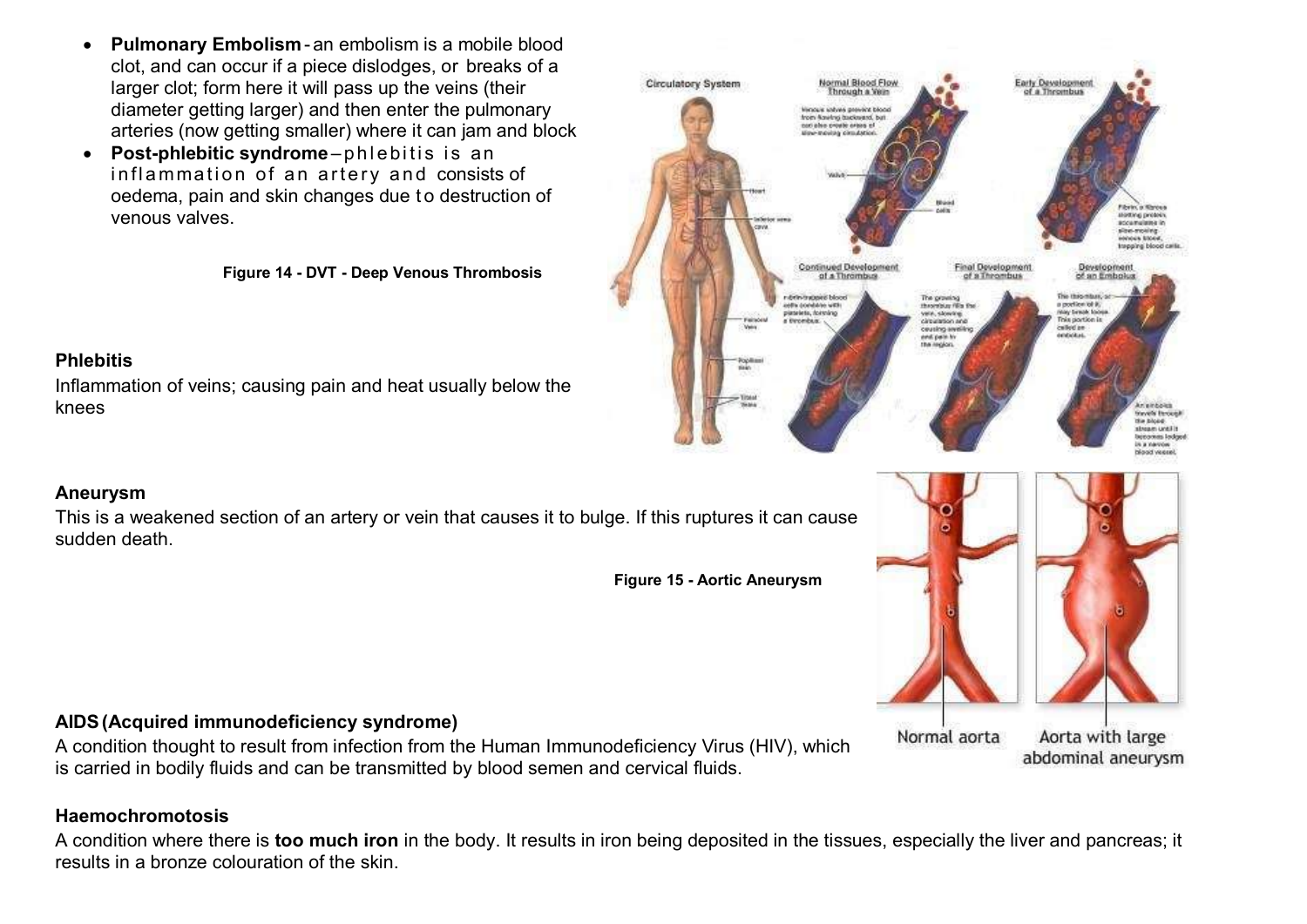- **Pulmonary Embolism** - an embolism is a mobile blood clot, and can occur if a piece dislodges, or breaks of a larger clot; form here it will pass up the veins (their diameter getting larger) and then enter the pulmonary arteries (now getting smaller) where it can jam and block
- **Post-phlebitic syndrome** – phlebitis is an inflammation of an artery and consists of oedema, pain and skin changes due to destruction of venous valves.

**Figure 14 - DVT - Deep Venous Thrombosis**

### Phlebitis

Inflammation of veins; causing pain and heat usually below the knees

### Aneurysm

This is a weakened section of an artery or vein that causes it to bulge. If this ruptures it can cause sudden death.

**Figure 15 - Aortic Aneurysm**

### AIDS (Acquired immunodeficiency syndrome)

A condition thought to result from infection from the Human Immunodeficiency Virus (HIV), which is carried in bodily fluids and can be transmitted by blood semen and cervical fluids.

### Haemochromotosis

A condition where there is **too much iron** in the body. It results in iron being deposited in the tissues, especially the liver and pancreas; it results in a bronze colouration of the skin.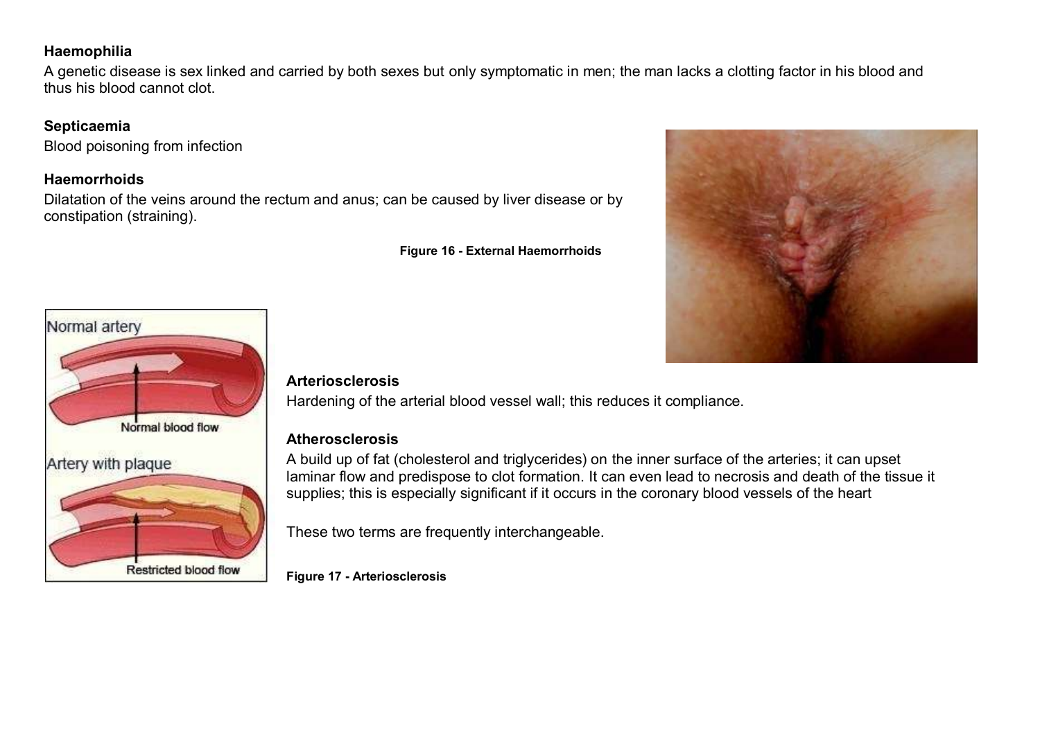**Haemophilia**

A genetic disease is sex linked and carried by both sexes but only symptomatic in men; the man lacks a clotting factor in his blood and thus his blood cannot clot.

**Septicaemia**

Blood poisoning from infection

**Haemorrhoids**

Dilatation of the veins around the rectum and anus; can be caused by liver disease or by constipation (straining).

**Figure 16 - External Haemorrhoids**

**Arteriosclerosis**

Hardening of the arterial blood vessel wall; this reduces it compliance.

**Atherosclerosis**

A build up of fat (cholesterol and triglycerides) on the inner surface of the arteries; it can upset laminar flow and predispose to clot formation. It can even lead to necrosis and death of the tissue it supplies; this is especially significant if it occurs in the coronary blood vessels of the heart

These two terms are frequently interchangeable.

**Figure 17 - Arteriosclerosis**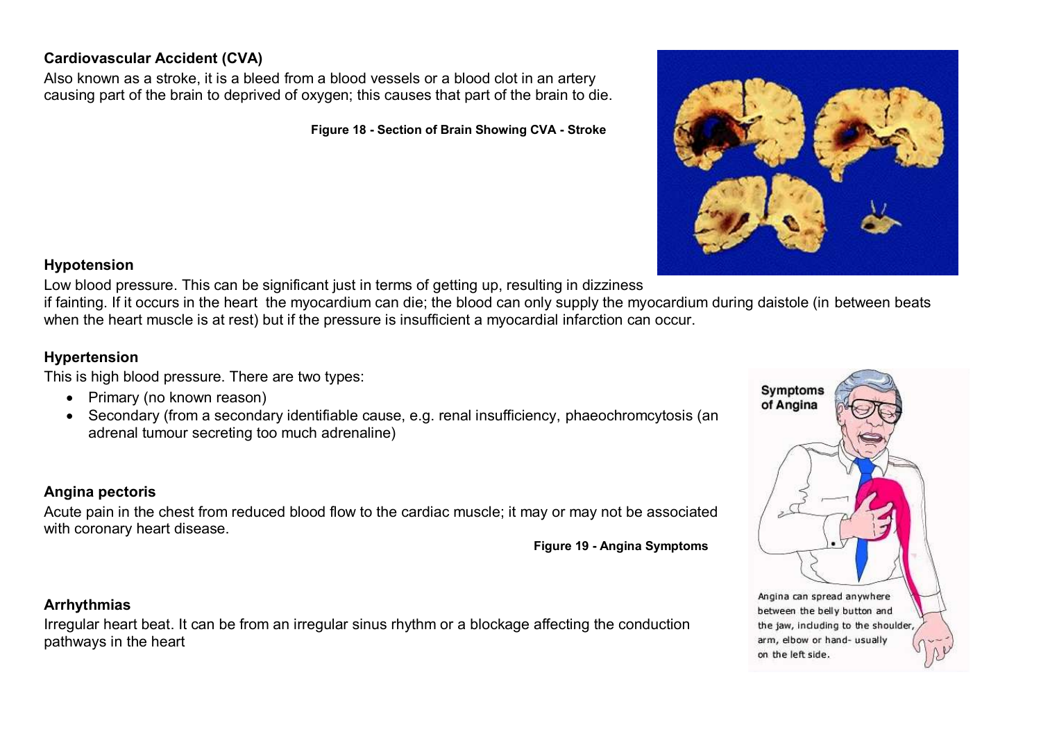### Cardiovascular Accident (CVA)

Also known as a stroke, it is a bleed from a blood vessels or a blood clot in an artery causing part of the brain to deprived of oxygen; this causes that part of the brain to die.

**Figure 18 - Section of Brain Showing CVA - Stroke**

### Hypotension

Low blood pressure. This can be significant just in terms of getting up, resulting in dizziness if fainting. If it occurs in the heart the myocardium can die; the blood can only supply the myocardium during daistole (in between beats when the heart muscle is at rest) but if the pressure is insufficient a myocardial infarction can occur.

### Hypertension

This is high blood pressure. There are two types:

- Primary (no known reason)
- Secondary (from a secondary identifiable cause, e.g. renal insufficiency, phaeochromcytosis (an adrenal tumour secreting too much adrenaline)

### Angina pectoris

Acute pain in the chest from reduced blood flow to the cardiac muscle; it may or may not be associated with coronary heart disease.

**Figure 19 - Angina Symptoms**

### Arrhythmias

Irregular heart beat. It can be from an irregular sinus rhythm or a blockage affecting the conduction pathways in the heart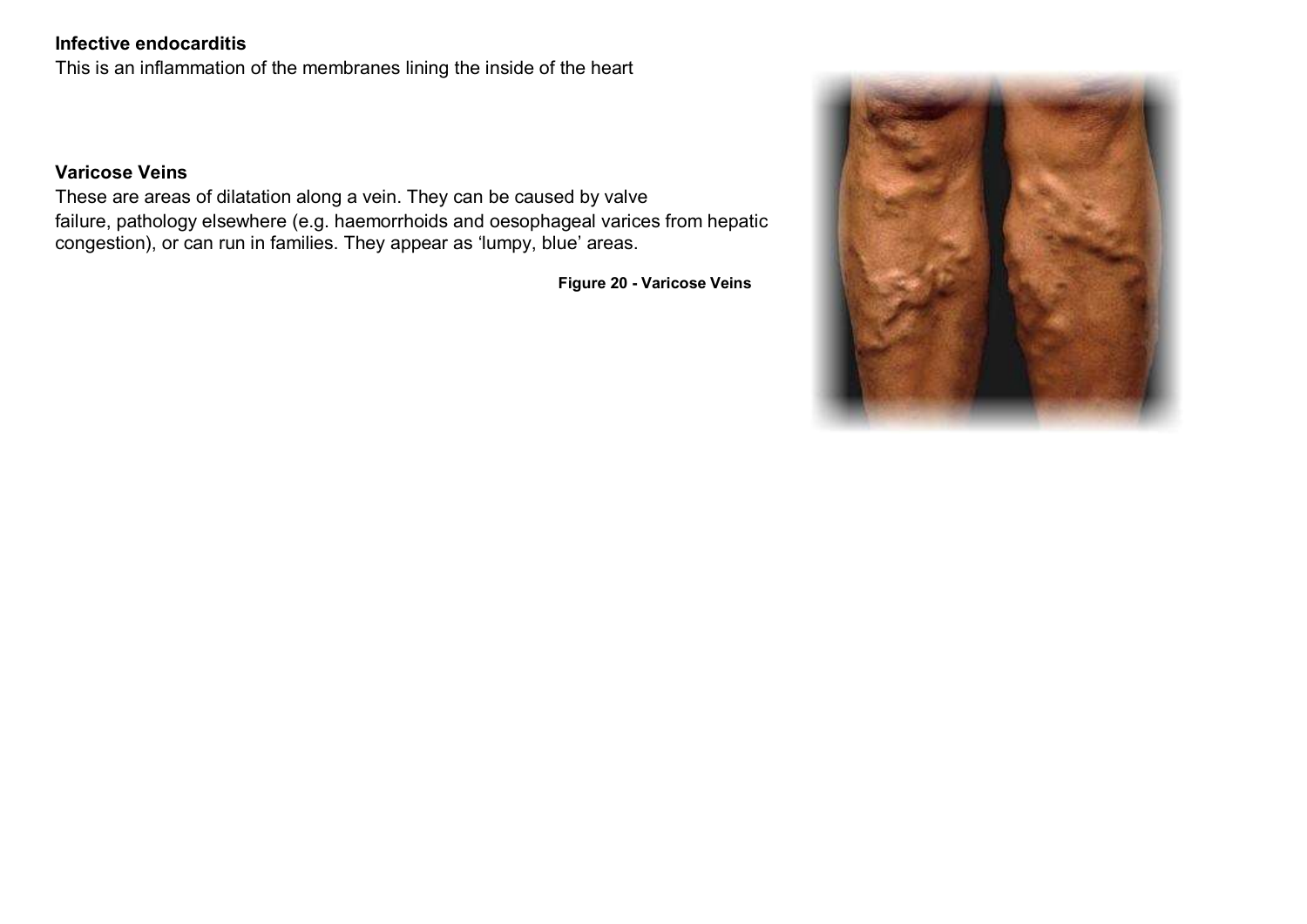**Infective endocarditis**

This is an inflammation of the membranes lining the inside of the heart

**Varicose Veins**

These are areas of dilatation along a vein. They can be caused by valve failure, pathology elsewhere (e.g. haemorrhoids and oesophageal varices from hepatic congestion), or can run in families. They appear as 'lumpy, blue' areas.

**Figure 20 - Varicose Veins**